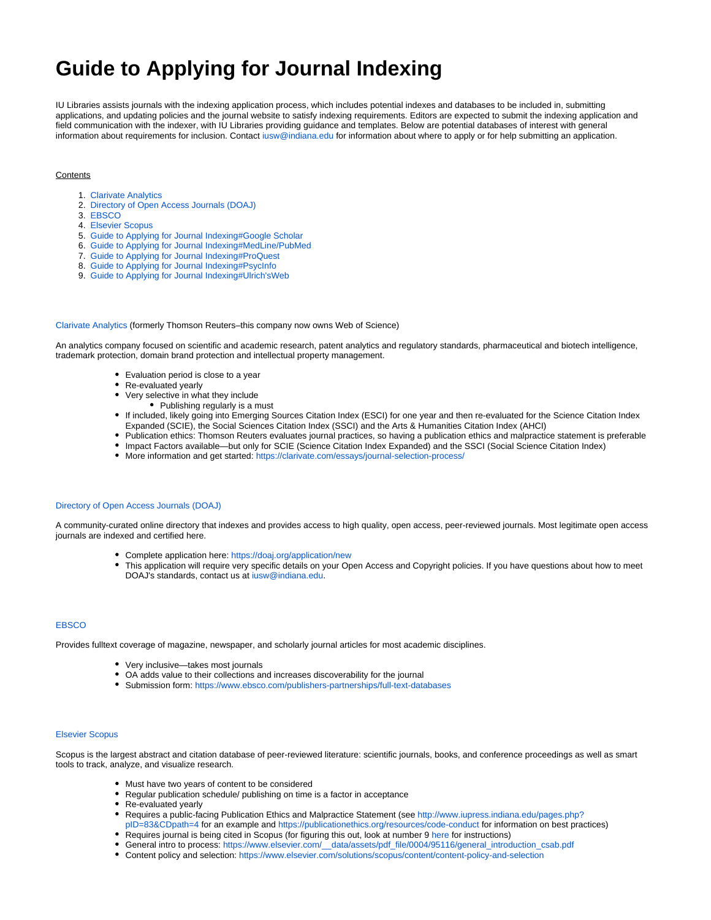# Guide to Applying for Journal Indexing

IU Libraries assists journals with the indexing application process, which includes potential indexes and databases to be included in, submitting applications, and updating policies and the journal website to satisfy indexing requirements. Editors are expected to submit the indexing application and field communication with the indexer, with IU Libraries providing guidance and templates. Below are potential databases of interest with general information about requirements for inclusion. Contact iusw@indiana.edu for information about where to apply or for help submitting an application.

Contents

1. Clarivate Analytics
2. Directory of Open Access Journals (DOAJ)
3. EBSCO
4. Elsevier Scopus
5. Guide to Applying for Journal Indexing#Google Scholar
6. Guide to Applying for Journal Indexing#MedLine/PubMed
7. Guide to Applying for Journal Indexing#ProQuest
8. Guide to Applying for Journal Indexing#PsycInfo
9. Guide to Applying for Journal Indexing#Ulrich'sWeb

Clarivate Analytics (formerly Thomson Reuters–this company now owns Web of Science)

An analytics company focused on scientific and academic research, patent analytics and regulatory standards, pharmaceutical and biotech intelligence, trademark protection, domain brand protection and intellectual property management.

- Evaluation period is close to a year
- Re-evaluated yearly
- Very selective in what they include
  - Publishing regularly is a must
- If included, likely going into Emerging Sources Citation Index (ESCI) for one year and then re-evaluated for the Science Citation Index Expanded (SCIE), the Social Sciences Citation Index (SSCI) and the Arts & Humanities Citation Index (AHCI)
- Publication ethics: Thomson Reuters evaluates journal practices, so having a publication ethics and malpractice statement is preferable
- Impact Factors available—but only for SCIE (Science Citation Index Expanded) and the SSCI (Social Science Citation Index)
- More information and get started: https://clarivate.com/essays/journal-selection-process/

Directory of Open Access Journals (DOAJ)

A community-curated online directory that indexes and provides access to high quality, open access, peer-reviewed journals. Most legitimate open access journals are indexed and certified here.

- Complete application here: https://doaj.org/application/new
- This application will require very specific details on your Open Access and Copyright policies. If you have questions about how to meet DOAJ's standards, contact us at iusw@indiana.edu.

EBSCO

Provides fulltext coverage of magazine, newspaper, and scholarly journal articles for most academic disciplines.

- Very inclusive—takes most journals
- OA adds value to their collections and increases discoverability for the journal
- Submission form: https://www.ebsco.com/publishers-partnerships/full-text-databases

Elsevier Scopus

Scopus is the largest abstract and citation database of peer-reviewed literature: scientific journals, books, and conference proceedings as well as smart tools to track, analyze, and visualize research.

- Must have two years of content to be considered
- Regular publication schedule/ publishing on time is a factor in acceptance
- Re-evaluated yearly
- Requires a public-facing Publication Ethics and Malpractice Statement (see http://www.iupress.indiana.edu/pages.php?pID=83&CDpath=4 for an example and https://publicationethics.org/resources/code-conduct for information on best practices)
- Requires journal is being cited in Scopus (for figuring this out, look at number 9 here for instructions)
- General intro to process: https://www.elsevier.com/__data/assets/pdf_file/0004/95116/general_introduction_csab.pdf
- Content policy and selection: https://www.elsevier.com/solutions/scopus/content/content-policy-and-selection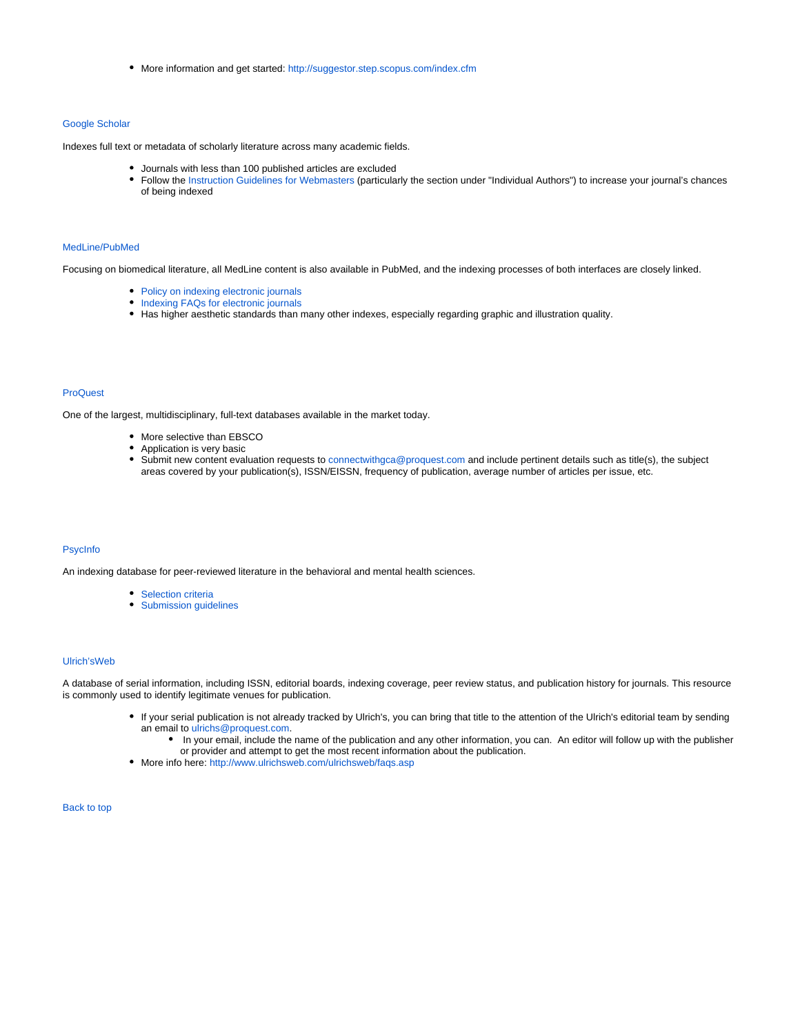- More information and get started: http://suggestor.step.scopus.com/index.cfm

## Google Scholar

Indexes full text or metadata of scholarly literature across many academic fields.

- Journals with less than 100 published articles are excluded
- Follow the Instruction Guidelines for Webmasters (particularly the section under "Individual Authors") to increase your journal's chances of being indexed

## MedLine/PubMed

Focusing on biomedical literature, all MedLine content is also available in PubMed, and the indexing processes of both interfaces are closely linked.

- Policy on indexing electronic journals
- Indexing FAQs for electronic journals
- Has higher aesthetic standards than many other indexes, especially regarding graphic and illustration quality.

## ProQuest

One of the largest, multidisciplinary, full-text databases available in the market today.

- More selective than EBSCO
- Application is very basic
- Submit new content evaluation requests to connectwithgca@proquest.com and include pertinent details such as title(s), the subject areas covered by your publication(s), ISSN/EISSN, frequency of publication, average number of articles per issue, etc.

## PsycInfo

An indexing database for peer-reviewed literature in the behavioral and mental health sciences.

- Selection criteria
- Submission guidelines

## Ulrich'sWeb

A database of serial information, including ISSN, editorial boards, indexing coverage, peer review status, and publication history for journals. This resource is commonly used to identify legitimate venues for publication.

- If your serial publication is not already tracked by Ulrich's, you can bring that title to the attention of the Ulrich's editorial team by sending an email to ulrichs@proquest.com.
  - In your email, include the name of the publication and any other information, you can. An editor will follow up with the publisher or provider and attempt to get the most recent information about the publication.
- More info here: http://www.ulrichsweb.com/ulrichsweb/faqs.asp

Back to top